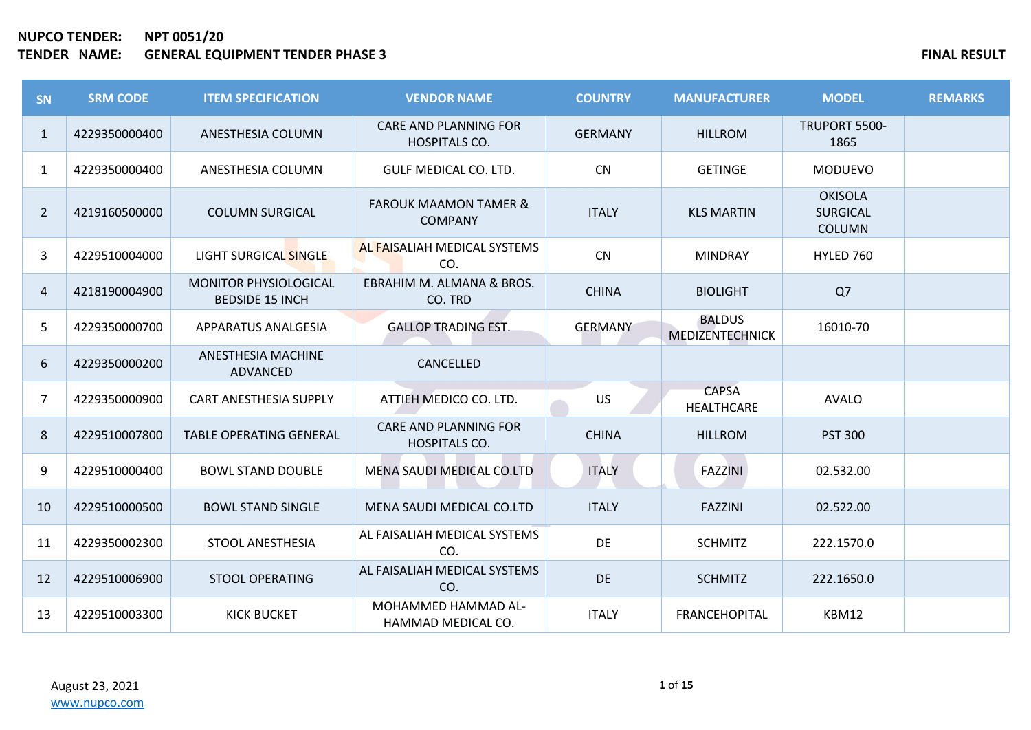**NUPCO TENDER:** **NPT 0051/20**

**TENDER NAME:** **GENERAL EQUIPMENT TENDER PHASE 3**

**FINAL RESULT**

| SN | SRM CODE | ITEM SPECIFICATION | VENDOR NAME | COUNTRY | MANUFACTURER | MODEL | REMARKS |
|---|---|---|---|---|---|---|---|
| 1 | 4229350000400 | ANESTHESIA COLUMN | CARE AND PLANNING FOR HOSPITALS CO. | GERMANY | HILLROM | TRUPORT 5500-1865 | |
| 1 | 4229350000400 | ANESTHESIA COLUMN | GULF MEDICAL CO. LTD. | CN | GETINGE | MODUEVO | |
| 2 | 4219160500000 | COLUMN SURGICAL | FAROUK MAAMON TAMER & COMPANY | ITALY | KLS MARTIN | OKISOLA SURGICAL COLUMN | |
| 3 | 4229510004000 | LIGHT SURGICAL SINGLE | AL FAISALIAH MEDICAL SYSTEMS CO. | CN | MINDRAY | HYLED 760 | |
| 4 | 4218190004900 | MONITOR PHYSIOLOGICAL BEDSIDE 15 INCH | EBRAHIM M. ALMANA & BROS. CO. TRD | CHINA | BIOLIGHT | Q7 | |
| 5 | 4229350000700 | APPARATUS ANALGESIA | GALLOP TRADING EST. | GERMANY | BALDUS MEDIZENTECHNICK | 16010-70 | |
| 6 | 4229350000200 | ANESTHESIA MACHINE ADVANCED | CANCELLED | | | | |
| 7 | 4229350000900 | CART ANESTHESIA SUPPLY | ATTIEH MEDICO CO. LTD. | US | CAPSA HEALTHCARE | AVALO | |
| 8 | 4229510007800 | TABLE OPERATING GENERAL | CARE AND PLANNING FOR HOSPITALS CO. | CHINA | HILLROM | PST 300 | |
| 9 | 4229510000400 | BOWL STAND DOUBLE | MENA SAUDI MEDICAL CO.LTD | ITALY | FAZZINI | 02.532.00 | |
| 10 | 4229510000500 | BOWL STAND SINGLE | MENA SAUDI MEDICAL CO.LTD | ITALY | FAZZINI | 02.522.00 | |
| 11 | 4229350002300 | STOOL ANESTHESIA | AL FAISALIAH MEDICAL SYSTEMS CO. | DE | SCHMITZ | 222.1570.0 | |
| 12 | 4229510006900 | STOOL OPERATING | AL FAISALIAH MEDICAL SYSTEMS CO. | DE | SCHMITZ | 222.1650.0 | |
| 13 | 4229510003300 | KICK BUCKET | MOHAMMED HAMMAD AL-HAMMAD MEDICAL CO. | ITALY | FRANCEHOPITAL | KBM12 | |

August 23, 2021

www.nupco.com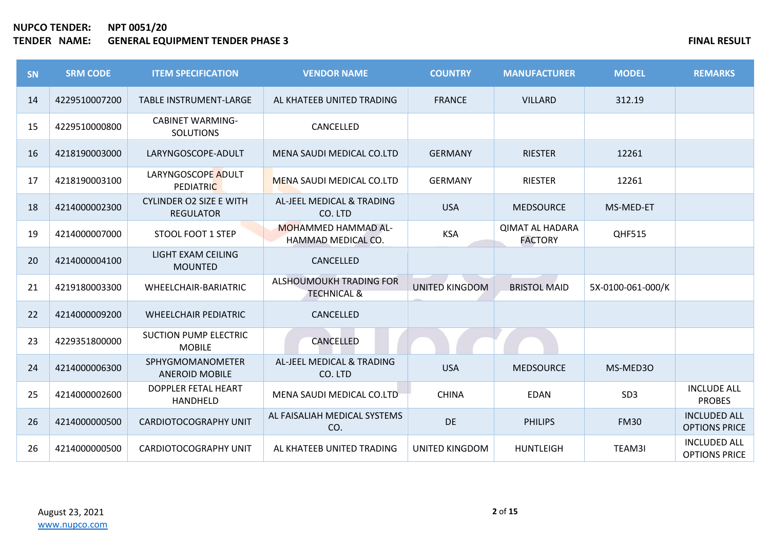**NUPCO TENDER:** NPT 0051/20

**TENDER NAME:** GENERAL EQUIPMENT TENDER PHASE 3

**FINAL RESULT**

| SN | SRM CODE | ITEM SPECIFICATION | VENDOR NAME | COUNTRY | MANUFACTURER | MODEL | REMARKS |
|---|---|---|---|---|---|---|---|
| 14 | 4229510007200 | TABLE INSTRUMENT-LARGE | AL KHATEEB UNITED TRADING | FRANCE | VILLARD | 312.19 | |
| 15 | 4229510000800 | CABINET WARMING-SOLUTIONS | CANCELLED | | | | |
| 16 | 4218190003000 | LARYNGOSCOPE-ADULT | MENA SAUDI MEDICAL CO.LTD | GERMANY | RIESTER | 12261 | |
| 17 | 4218190003100 | LARYNGOSCOPE ADULT PEDIATRIC | MENA SAUDI MEDICAL CO.LTD | GERMANY | RIESTER | 12261 | |
| 18 | 4214000002300 | CYLINDER O2 SIZE E WITH REGULATOR | AL-JEEL MEDICAL & TRADING CO. LTD | USA | MEDSOURCE | MS-MED-ET | |
| 19 | 4214000007000 | STOOL FOOT 1 STEP | MOHAMMED HAMMAD AL-HAMMAD MEDICAL CO. | KSA | QIMAT AL HADARA FACTORY | QHF515 | |
| 20 | 4214000004100 | LIGHT EXAM CEILING MOUNTED | CANCELLED | | | | |
| 21 | 4219180003300 | WHEELCHAIR-BARIATRIC | ALSHOUMOUKH TRADING FOR TECHNICAL & | UNITED KINGDOM | BRISTOL MAID | 5X-0100-061-000/K | |
| 22 | 4214000009200 | WHEELCHAIR PEDIATRIC | CANCELLED | | | | |
| 23 | 4229351800000 | SUCTION PUMP ELECTRIC MOBILE | CANCELLED | | | | |
| 24 | 4214000006300 | SPHYGMOMANOMETER ANEROID MOBILE | AL-JEEL MEDICAL & TRADING CO. LTD | USA | MEDSOURCE | MS-MED3O | |
| 25 | 4214000002600 | DOPPLER FETAL HEART HANDHELD | MENA SAUDI MEDICAL CO.LTD | CHINA | EDAN | SD3 | INCLUDE ALL PROBES |
| 26 | 4214000000500 | CARDIOTOCOGRAPHY UNIT | AL FAISALIAH MEDICAL SYSTEMS CO. | DE | PHILIPS | FM30 | INCLUDED ALL OPTIONS PRICE |
| 26 | 4214000000500 | CARDIOTOCOGRAPHY UNIT | AL KHATEEB UNITED TRADING | UNITED KINGDOM | HUNTLEIGH | TEAM3I | INCLUDED ALL OPTIONS PRICE |

August 23, 2021

www.nupco.com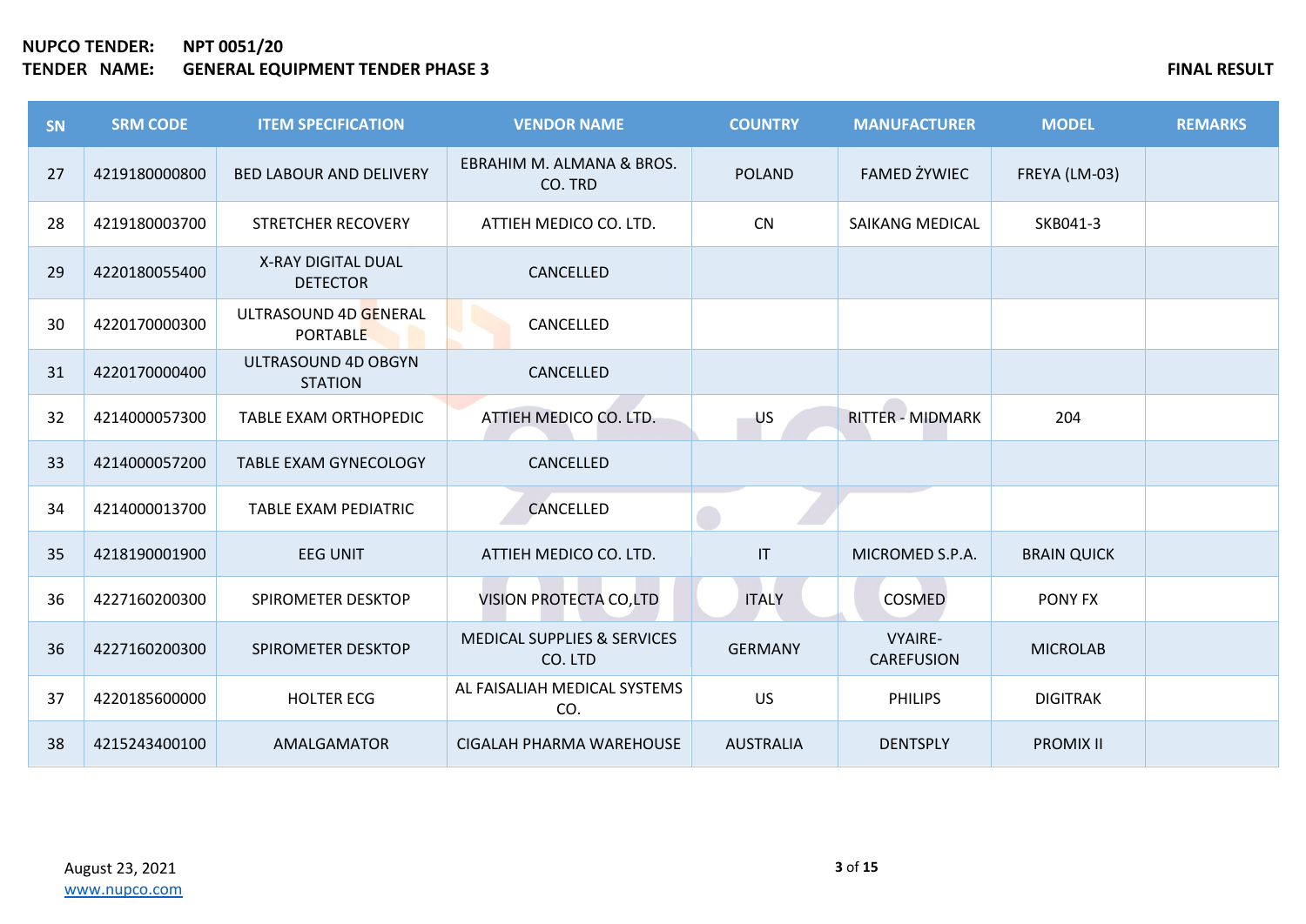**NUPCO TENDER:** **NPT 0051/20**

**TENDER NAME:** **GENERAL EQUIPMENT TENDER PHASE 3** **FINAL RESULT**

| SN | SRM CODE | ITEM SPECIFICATION | VENDOR NAME | COUNTRY | MANUFACTURER | MODEL | REMARKS |
|---|---|---|---|---|---|---|---|
| 27 | 4219180000800 | BED LABOUR AND DELIVERY | EBRAHIM M. ALMANA & BROS. CO. TRD | POLAND | FAMED ŻYWIEC | FREYA (LM-03) | |
| 28 | 4219180003700 | STRETCHER RECOVERY | ATTIEH MEDICO CO. LTD. | CN | SAIKANG MEDICAL | SKB041-3 | |
| 29 | 4220180055400 | X-RAY DIGITAL DUAL DETECTOR | CANCELLED | | | | |
| 30 | 4220170000300 | ULTRASOUND 4D GENERAL PORTABLE | CANCELLED | | | | |
| 31 | 4220170000400 | ULTRASOUND 4D OBGYN STATION | CANCELLED | | | | |
| 32 | 4214000057300 | TABLE EXAM ORTHOPEDIC | ATTIEH MEDICO CO. LTD. | US | RITTER - MIDMARK | 204 | |
| 33 | 4214000057200 | TABLE EXAM GYNECOLOGY | CANCELLED | | | | |
| 34 | 4214000013700 | TABLE EXAM PEDIATRIC | CANCELLED | | | | |
| 35 | 4218190001900 | EEG UNIT | ATTIEH MEDICO CO. LTD. | IT | MICROMED S.P.A. | BRAIN QUICK | |
| 36 | 4227160200300 | SPIROMETER DESKTOP | VISION PROTECTA CO,LTD | ITALY | COSMED | PONY FX | |
| 36 | 4227160200300 | SPIROMETER DESKTOP | MEDICAL SUPPLIES & SERVICES CO. LTD | GERMANY | VYAIRE-CAREFUSION | MICROLAB | |
| 37 | 4220185600000 | HOLTER ECG | AL FAISALIAH MEDICAL SYSTEMS CO. | US | PHILIPS | DIGITRAK | |
| 38 | 4215243400100 | AMALGAMATOR | CIGALAH PHARMA WAREHOUSE | AUSTRALIA | DENTSPLY | PROMIX II | |

August 23, 2021
www.nupco.com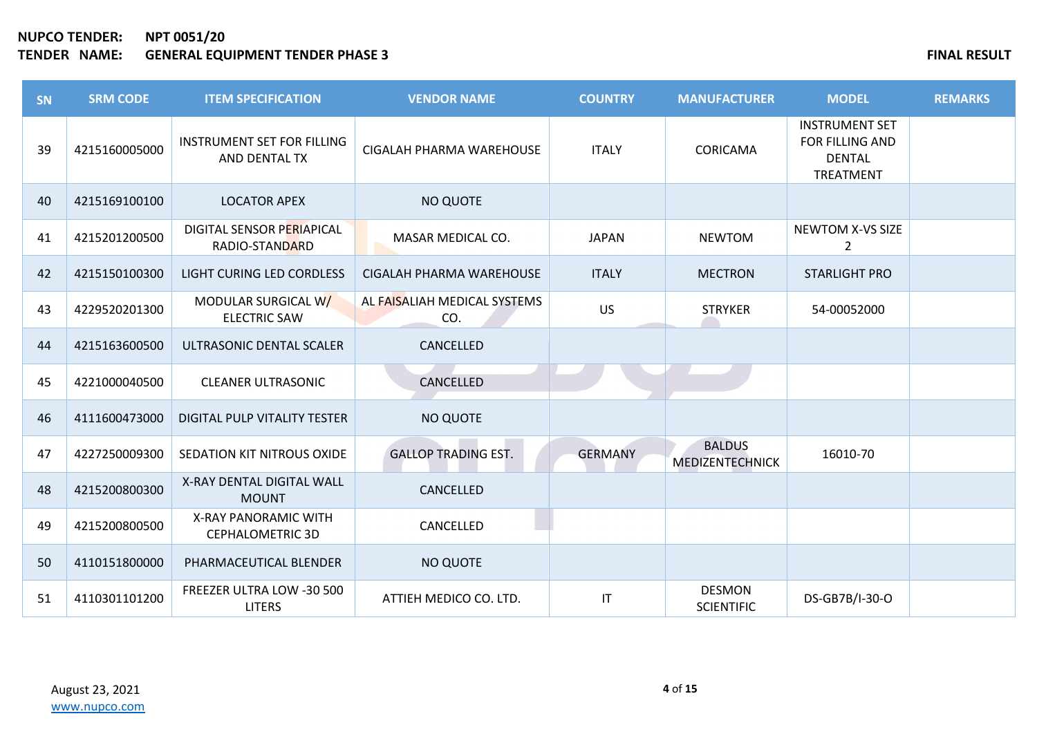**NUPCO TENDER: NPT 0051/20**
**TENDER NAME: GENERAL EQUIPMENT TENDER PHASE 3**

**FINAL RESULT**

| SN | SRM CODE | ITEM SPECIFICATION | VENDOR NAME | COUNTRY | MANUFACTURER | MODEL | REMARKS |
|---|---|---|---|---|---|---|---|
| 39 | 4215160005000 | INSTRUMENT SET FOR FILLING AND DENTAL TX | CIGALAH PHARMA WAREHOUSE | ITALY | CORICAMA | INSTRUMENT SET FOR FILLING AND DENTAL TREATMENT | |
| 40 | 4215169100100 | LOCATOR APEX | NO QUOTE | | | | |
| 41 | 4215201200500 | DIGITAL SENSOR PERIAPICAL RADIO-STANDARD | MASAR MEDICAL CO. | JAPAN | NEWTOM | NEWTOM X-VS SIZE 2 | |
| 42 | 4215150100300 | LIGHT CURING LED CORDLESS | CIGALAH PHARMA WAREHOUSE | ITALY | MECTRON | STARLIGHT PRO | |
| 43 | 4229520201300 | MODULAR SURGICAL W/ ELECTRIC SAW | AL FAISALIAH MEDICAL SYSTEMS CO. | US | STRYKER | 54-00052000 | |
| 44 | 4215163600500 | ULTRASONIC DENTAL SCALER | CANCELLED | | | | |
| 45 | 4221000040500 | CLEANER ULTRASONIC | CANCELLED | | | | |
| 46 | 4111600473000 | DIGITAL PULP VITALITY TESTER | NO QUOTE | | | | |
| 47 | 4227250009300 | SEDATION KIT NITROUS OXIDE | GALLOP TRADING EST. | GERMANY | BALDUS MEDIZENTECHNICK | 16010-70 | |
| 48 | 4215200800300 | X-RAY DENTAL DIGITAL WALL MOUNT | CANCELLED | | | | |
| 49 | 4215200800500 | X-RAY PANORAMIC WITH CEPHALOMETRIC 3D | CANCELLED | | | | |
| 50 | 4110151800000 | PHARMACEUTICAL BLENDER | NO QUOTE | | | | |
| 51 | 4110301101200 | FREEZER ULTRA LOW -30 500 LITERS | ATTIEH MEDICO CO. LTD. | IT | DESMON SCIENTIFIC | DS-GB7B/I-30-O | |

August 23, 2021
www.nupco.com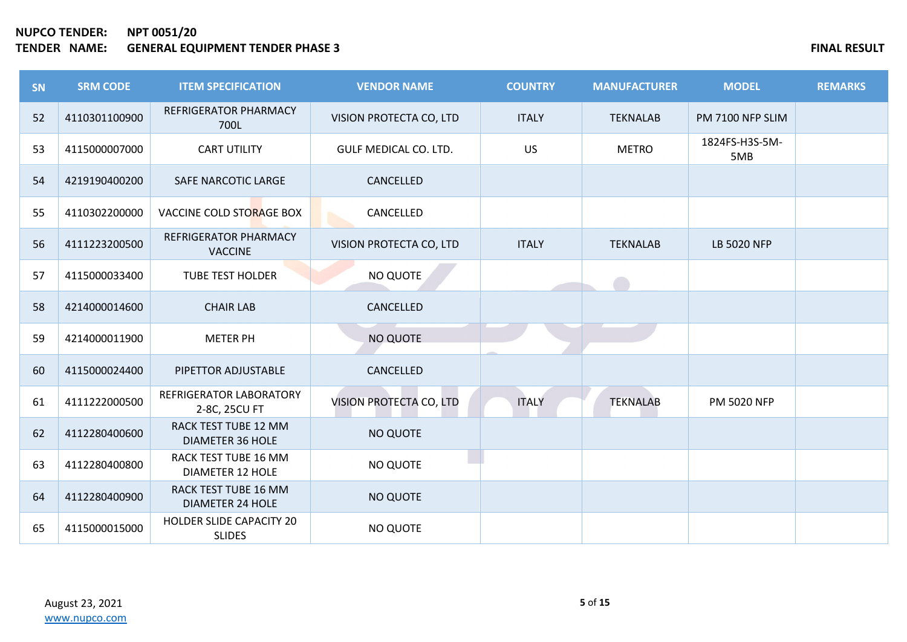**NUPCO TENDER:** **NPT 0051/20**
**TENDER NAME:** **GENERAL EQUIPMENT TENDER PHASE 3**

**FINAL RESULT**

| SN | SRM CODE | ITEM SPECIFICATION | VENDOR NAME | COUNTRY | MANUFACTURER | MODEL | REMARKS |
|---|---|---|---|---|---|---|---|
| 52 | 4110301100900 | REFRIGERATOR PHARMACY 700L | VISION PROTECTA CO, LTD | ITALY | TEKNALAB | PM 7100 NFP SLIM | |
| 53 | 4115000007000 | CART UTILITY | GULF MEDICAL CO. LTD. | US | METRO | 1824FS-H3S-5M-5MB | |
| 54 | 4219190400200 | SAFE NARCOTIC LARGE | CANCELLED | | | | |
| 55 | 4110302200000 | VACCINE COLD STORAGE BOX | CANCELLED | | | | |
| 56 | 4111223200500 | REFRIGERATOR PHARMACY VACCINE | VISION PROTECTA CO, LTD | ITALY | TEKNALAB | LB 5020 NFP | |
| 57 | 4115000033400 | TUBE TEST HOLDER | NO QUOTE | | | | |
| 58 | 4214000014600 | CHAIR LAB | CANCELLED | | | | |
| 59 | 4214000011900 | METER PH | NO QUOTE | | | | |
| 60 | 4115000024400 | PIPETTOR ADJUSTABLE | CANCELLED | | | | |
| 61 | 4111222000500 | REFRIGERATOR LABORATORY 2-8C, 25CU FT | VISION PROTECTA CO, LTD | ITALY | TEKNALAB | PM 5020 NFP | |
| 62 | 4112280400600 | RACK TEST TUBE 12 MM DIAMETER 36 HOLE | NO QUOTE | | | | |
| 63 | 4112280400800 | RACK TEST TUBE 16 MM DIAMETER 12 HOLE | NO QUOTE | | | | |
| 64 | 4112280400900 | RACK TEST TUBE 16 MM DIAMETER 24 HOLE | NO QUOTE | | | | |
| 65 | 4115000015000 | HOLDER SLIDE CAPACITY 20 SLIDES | NO QUOTE | | | | |

August 23, 2021
www.nupco.com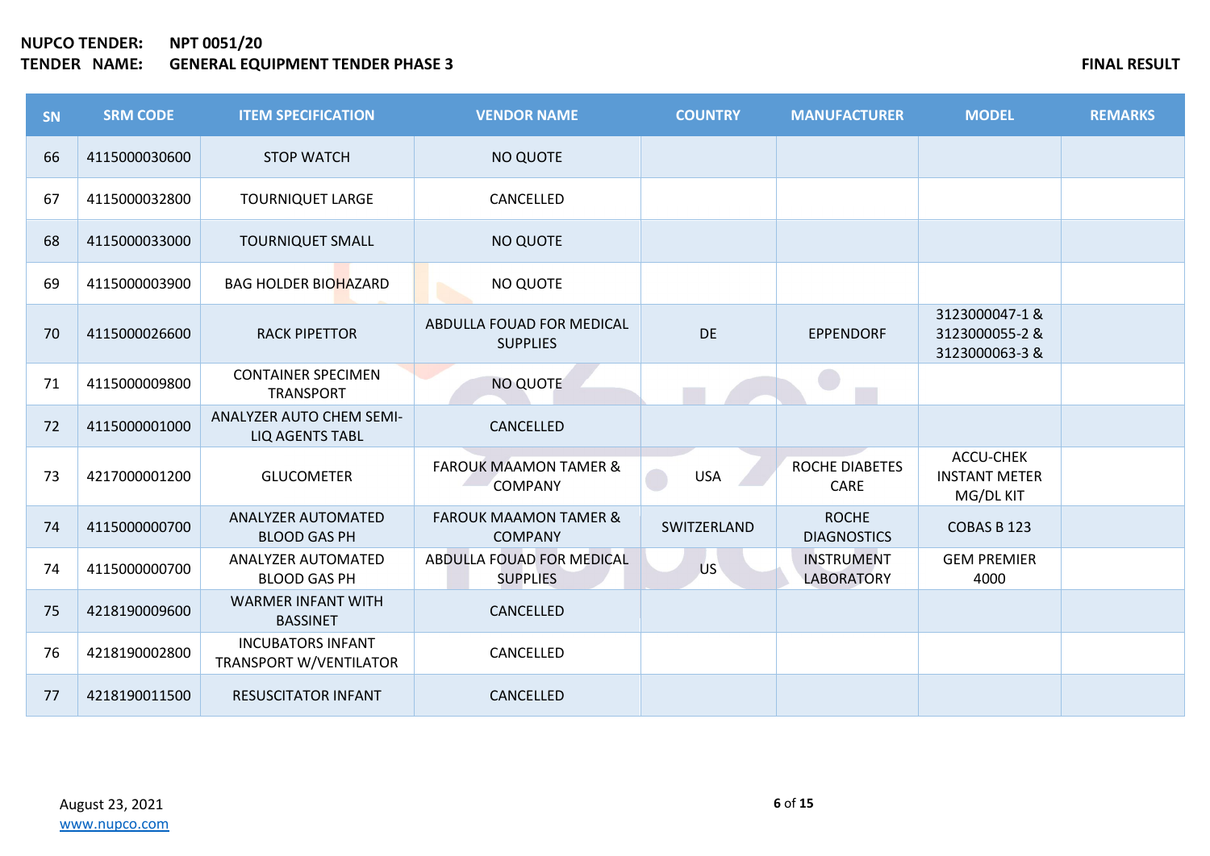**NUPCO TENDER:** **NPT 0051/20**
**TENDER NAME:** **GENERAL EQUIPMENT TENDER PHASE 3** **FINAL RESULT**

| SN | SRM CODE | ITEM SPECIFICATION | VENDOR NAME | COUNTRY | MANUFACTURER | MODEL | REMARKS |
|---|---|---|---|---|---|---|---|
| 66 | 4115000030600 | STOP WATCH | NO QUOTE | | | | |
| 67 | 4115000032800 | TOURNIQUET LARGE | CANCELLED | | | | |
| 68 | 4115000033000 | TOURNIQUET SMALL | NO QUOTE | | | | |
| 69 | 4115000003900 | BAG HOLDER BIOHAZARD | NO QUOTE | | | | |
| 70 | 4115000026600 | RACK PIPETTOR | ABDULLA FOUAD FOR MEDICAL SUPPLIES | DE | EPPENDORF | 3123000047-1 & 3123000055-2 & 3123000063-3 & | |
| 71 | 4115000009800 | CONTAINER SPECIMEN TRANSPORT | NO QUOTE | | | | |
| 72 | 4115000001000 | ANALYZER AUTO CHEM SEMI-LIQ AGENTS TABL | CANCELLED | | | | |
| 73 | 4217000001200 | GLUCOMETER | FAROUK MAAMON TAMER & COMPANY | USA | ROCHE DIABETES CARE | ACCU-CHEK INSTANT METER MG/DL KIT | |
| 74 | 4115000000700 | ANALYZER AUTOMATED BLOOD GAS PH | FAROUK MAAMON TAMER & COMPANY | SWITZERLAND | ROCHE DIAGNOSTICS | COBAS B 123 | |
| 74 | 4115000000700 | ANALYZER AUTOMATED BLOOD GAS PH | ABDULLA FOUAD FOR MEDICAL SUPPLIES | US | INSTRUMENT LABORATORY | GEM PREMIER 4000 | |
| 75 | 4218190009600 | WARMER INFANT WITH BASSINET | CANCELLED | | | | |
| 76 | 4218190002800 | INCUBATORS INFANT TRANSPORT W/VENTILATOR | CANCELLED | | | | |
| 77 | 4218190011500 | RESUSCITATOR INFANT | CANCELLED | | | | |

August 23, 2021
www.nupco.com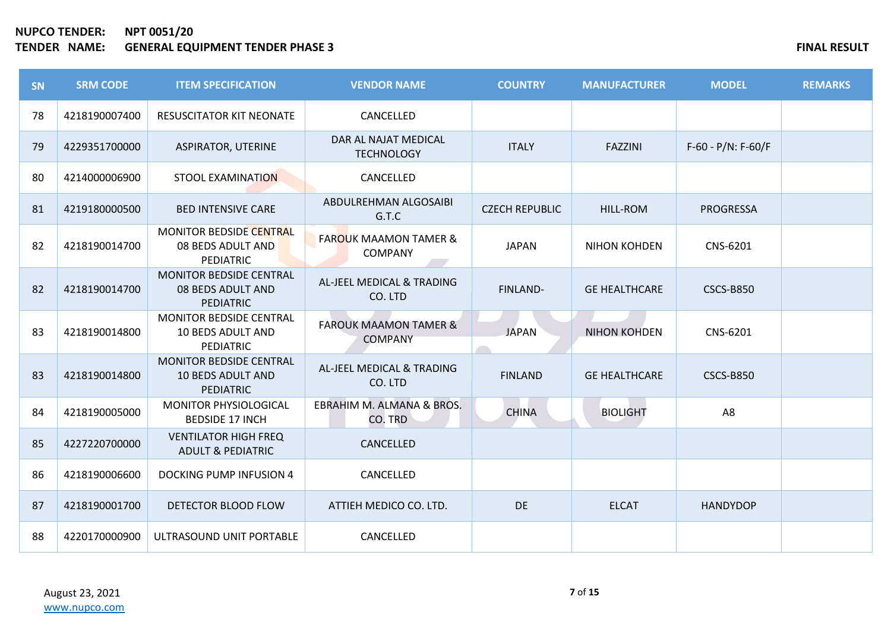**NUPCO TENDER:** NPT 0051/20
**TENDER NAME:** GENERAL EQUIPMENT TENDER PHASE 3

**FINAL RESULT**

| SN | SRM CODE | ITEM SPECIFICATION | VENDOR NAME | COUNTRY | MANUFACTURER | MODEL | REMARKS |
|---|---|---|---|---|---|---|---|
| 78 | 4218190007400 | RESUSCITATOR KIT NEONATE | CANCELLED | | | | |
| 79 | 4229351700000 | ASPIRATOR, UTERINE | DAR AL NAJAT MEDICAL TECHNOLOGY | ITALY | FAZZINI | F-60 - P/N: F-60/F | |
| 80 | 4214000006900 | STOOL EXAMINATION | CANCELLED | | | | |
| 81 | 4219180000500 | BED INTENSIVE CARE | ABDULREHMAN ALGOSAIBI G.T.C | CZECH REPUBLIC | HILL-ROM | PROGRESSA | |
| 82 | 4218190014700 | MONITOR BEDSIDE CENTRAL 08 BEDS ADULT AND PEDIATRIC | FAROUK MAAMON TAMER & COMPANY | JAPAN | NIHON KOHDEN | CNS-6201 | |
| 82 | 4218190014700 | MONITOR BEDSIDE CENTRAL 08 BEDS ADULT AND PEDIATRIC | AL-JEEL MEDICAL & TRADING CO. LTD | FINLAND- | GE HEALTHCARE | CSCS-B850 | |
| 83 | 4218190014800 | MONITOR BEDSIDE CENTRAL 10 BEDS ADULT AND PEDIATRIC | FAROUK MAAMON TAMER & COMPANY | JAPAN | NIHON KOHDEN | CNS-6201 | |
| 83 | 4218190014800 | MONITOR BEDSIDE CENTRAL 10 BEDS ADULT AND PEDIATRIC | AL-JEEL MEDICAL & TRADING CO. LTD | FINLAND | GE HEALTHCARE | CSCS-B850 | |
| 84 | 4218190005000 | MONITOR PHYSIOLOGICAL BEDSIDE 17 INCH | EBRAHIM M. ALMANA & BROS. CO. TRD | CHINA | BIOLIGHT | A8 | |
| 85 | 4227220700000 | VENTILATOR HIGH FREQ ADULT & PEDIATRIC | CANCELLED | | | | |
| 86 | 4218190006600 | DOCKING PUMP INFUSION 4 | CANCELLED | | | | |
| 87 | 4218190001700 | DETECTOR BLOOD FLOW | ATTIEH MEDICO CO. LTD. | DE | ELCAT | HANDYDOP | |
| 88 | 4220170000900 | ULTRASOUND UNIT PORTABLE | CANCELLED | | | | |

August 23, 2021
www.nupco.com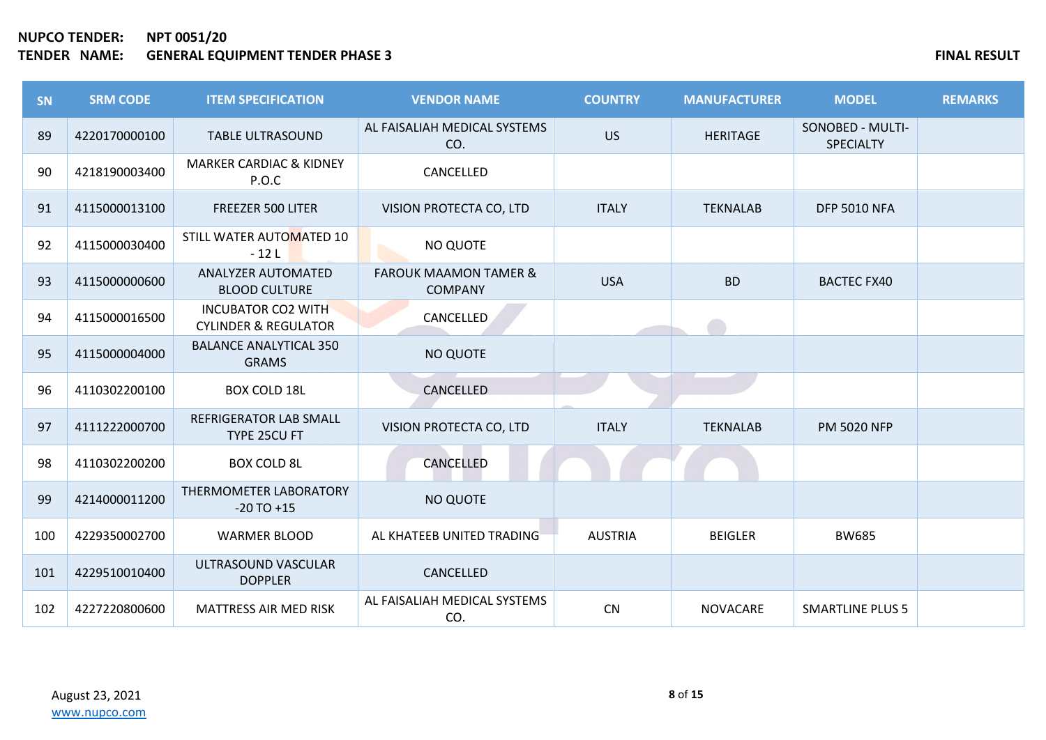**NUPCO TENDER:** **NPT 0051/20**
**TENDER NAME:** **GENERAL EQUIPMENT TENDER PHASE 3**

**FINAL RESULT**

| SN | SRM CODE | ITEM SPECIFICATION | VENDOR NAME | COUNTRY | MANUFACTURER | MODEL | REMARKS |
|---|---|---|---|---|---|---|---|
| 89 | 4220170000100 | TABLE ULTRASOUND | AL FAISALIAH MEDICAL SYSTEMS CO. | US | HERITAGE | SONOBED - MULTI-SPECIALTY | |
| 90 | 4218190003400 | MARKER CARDIAC & KIDNEY P.O.C | CANCELLED | | | | |
| 91 | 4115000013100 | FREEZER 500 LITER | VISION PROTECTA CO, LTD | ITALY | TEKNALAB | DFP 5010 NFA | |
| 92 | 4115000030400 | STILL WATER AUTOMATED 10 - 12 L | NO QUOTE | | | | |
| 93 | 4115000000600 | ANALYZER AUTOMATED BLOOD CULTURE | FAROUK MAAMON TAMER & COMPANY | USA | BD | BACTEC FX40 | |
| 94 | 4115000016500 | INCUBATOR CO2 WITH CYLINDER & REGULATOR | CANCELLED | | | | |
| 95 | 4115000004000 | BALANCE ANALYTICAL 350 GRAMS | NO QUOTE | | | | |
| 96 | 4110302200100 | BOX COLD 18L | CANCELLED | | | | |
| 97 | 4111222000700 | REFRIGERATOR LAB SMALL TYPE 25CU FT | VISION PROTECTA CO, LTD | ITALY | TEKNALAB | PM 5020 NFP | |
| 98 | 4110302200200 | BOX COLD 8L | CANCELLED | | | | |
| 99 | 4214000011200 | THERMOMETER LABORATORY -20 TO +15 | NO QUOTE | | | | |
| 100 | 4229350002700 | WARMER BLOOD | AL KHATEEB UNITED TRADING | AUSTRIA | BEIGLER | BW685 | |
| 101 | 4229510010400 | ULTRASOUND VASCULAR DOPPLER | CANCELLED | | | | |
| 102 | 4227220800600 | MATTRESS AIR MED RISK | AL FAISALIAH MEDICAL SYSTEMS CO. | CN | NOVACARE | SMARTLINE PLUS 5 | |

August 23, 2021
www.nupco.com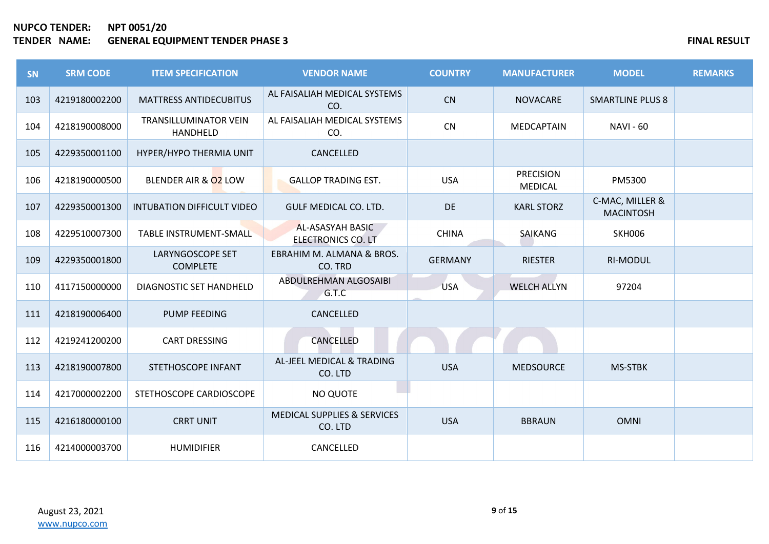**NUPCO TENDER:** **NPT 0051/20**
**TENDER NAME:** **GENERAL EQUIPMENT TENDER PHASE 3** **FINAL RESULT**

| SN | SRM CODE | ITEM SPECIFICATION | VENDOR NAME | COUNTRY | MANUFACTURER | MODEL | REMARKS |
|---|---|---|---|---|---|---|---|
| 103 | 4219180002200 | MATTRESS ANTIDECUBITUS | AL FAISALIAH MEDICAL SYSTEMS CO. | CN | NOVACARE | SMARTLINE PLUS 8 | |
| 104 | 4218190008000 | TRANSILLUMINATOR VEIN HANDHELD | AL FAISALIAH MEDICAL SYSTEMS CO. | CN | MEDCAPTAIN | NAVI - 60 | |
| 105 | 4229350001100 | HYPER/HYPO THERMIA UNIT | CANCELLED | | | | |
| 106 | 4218190000500 | BLENDER AIR & O2 LOW | GALLOP TRADING EST. | USA | PRECISION MEDICAL | PM5300 | |
| 107 | 4229350001300 | INTUBATION DIFFICULT VIDEO | GULF MEDICAL CO. LTD. | DE | KARL STORZ | C-MAC, MILLER & MACINTOSH | |
| 108 | 4229510007300 | TABLE INSTRUMENT-SMALL | AL-ASASYAH BASIC ELECTRONICS CO. LT | CHINA | SAIKANG | SKH006 | |
| 109 | 4229350001800 | LARYNGOSCOPE SET COMPLETE | EBRAHIM M. ALMANA & BROS. CO. TRD | GERMANY | RIESTER | RI-MODUL | |
| 110 | 4117150000000 | DIAGNOSTIC SET HANDHELD | ABDULREHMAN ALGOSAIBI G.T.C | USA | WELCH ALLYN | 97204 | |
| 111 | 4218190006400 | PUMP FEEDING | CANCELLED | | | | |
| 112 | 4219241200200 | CART DRESSING | CANCELLED | | | | |
| 113 | 4218190007800 | STETHOSCOPE INFANT | AL-JEEL MEDICAL & TRADING CO. LTD | USA | MEDSOURCE | MS-STBK | |
| 114 | 4217000002200 | STETHOSCOPE CARDIOSCOPE | NO QUOTE | | | | |
| 115 | 4216180000100 | CRRT UNIT | MEDICAL SUPPLIES & SERVICES CO. LTD | USA | BBRAUN | OMNI | |
| 116 | 4214000003700 | HUMIDIFIER | CANCELLED | | | | |

August 23, 2021
www.nupco.com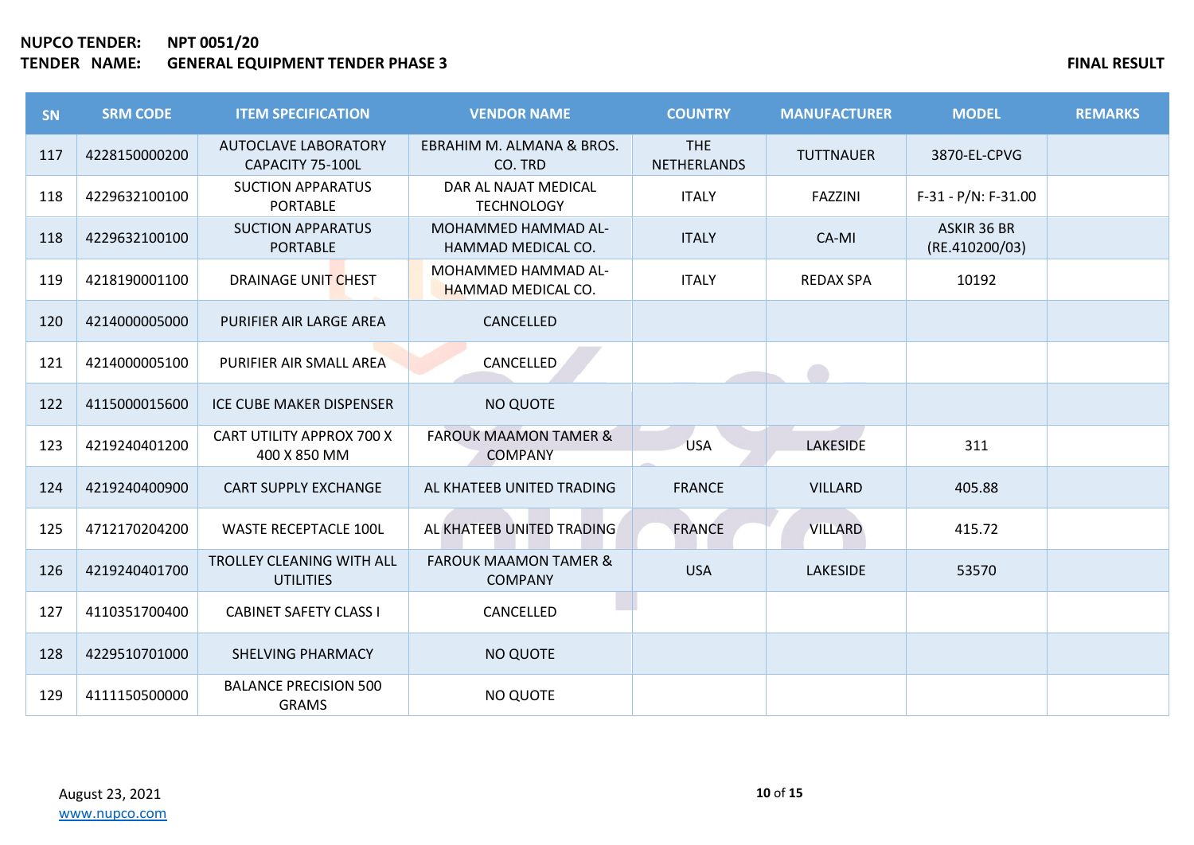**NUPCO TENDER:** **NPT 0051/20**
**TENDER NAME:** **GENERAL EQUIPMENT TENDER PHASE 3**

**FINAL RESULT**

| SN | SRM CODE | ITEM SPECIFICATION | VENDOR NAME | COUNTRY | MANUFACTURER | MODEL | REMARKS |
|---|---|---|---|---|---|---|---|
| 117 | 4228150000200 | AUTOCLAVE LABORATORY CAPACITY 75-100L | EBRAHIM M. ALMANA & BROS. CO. TRD | THE NETHERLANDS | TUTTNAUER | 3870-EL-CPVG | |
| 118 | 4229632100100 | SUCTION APPARATUS PORTABLE | DAR AL NAJAT MEDICAL TECHNOLOGY | ITALY | FAZZINI | F-31 - P/N: F-31.00 | |
| 118 | 4229632100100 | SUCTION APPARATUS PORTABLE | MOHAMMED HAMMAD AL-HAMMAD MEDICAL CO. | ITALY | CA-MI | ASKIR 36 BR (RE.410200/03) | |
| 119 | 4218190001100 | DRAINAGE UNIT CHEST | MOHAMMED HAMMAD AL-HAMMAD MEDICAL CO. | ITALY | REDAX SPA | 10192 | |
| 120 | 4214000005000 | PURIFIER AIR LARGE AREA | CANCELLED | | | | |
| 121 | 4214000005100 | PURIFIER AIR SMALL AREA | CANCELLED | | | | |
| 122 | 4115000015600 | ICE CUBE MAKER DISPENSER | NO QUOTE | | | | |
| 123 | 4219240401200 | CART UTILITY APPROX 700 X 400 X 850 MM | FAROUK MAAMON TAMER & COMPANY | USA | LAKESIDE | 311 | |
| 124 | 4219240400900 | CART SUPPLY EXCHANGE | AL KHATEEB UNITED TRADING | FRANCE | VILLARD | 405.88 | |
| 125 | 4712170204200 | WASTE RECEPTACLE 100L | AL KHATEEB UNITED TRADING | FRANCE | VILLARD | 415.72 | |
| 126 | 4219240401700 | TROLLEY CLEANING WITH ALL UTILITIES | FAROUK MAAMON TAMER & COMPANY | USA | LAKESIDE | 53570 | |
| 127 | 4110351700400 | CABINET SAFETY CLASS I | CANCELLED | | | | |
| 128 | 4229510701000 | SHELVING PHARMACY | NO QUOTE | | | | |
| 129 | 4111150500000 | BALANCE PRECISION 500 GRAMS | NO QUOTE | | | | |

August 23, 2021
www.nupco.com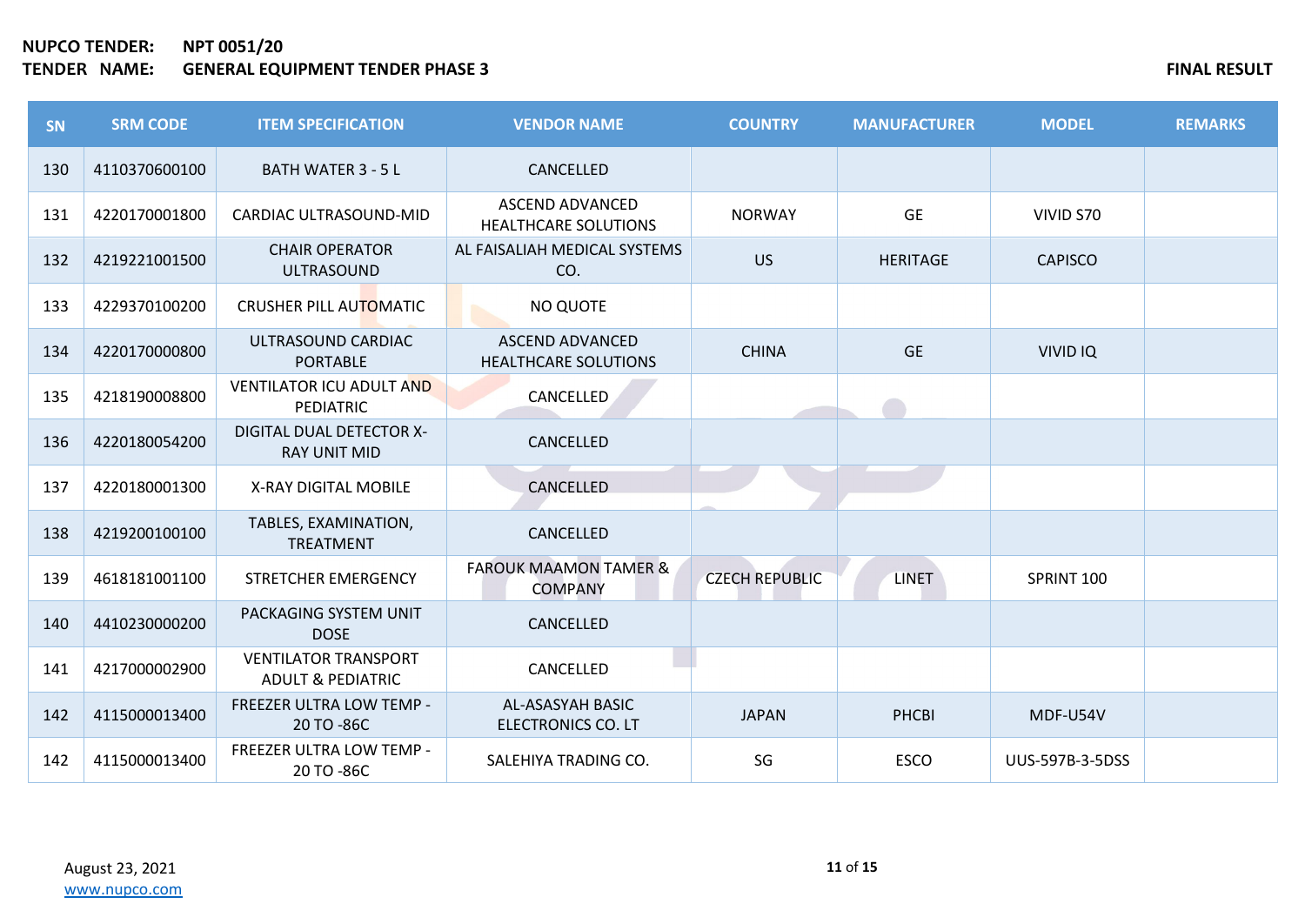**NUPCO TENDER:** **NPT 0051/20**
**TENDER NAME:** **GENERAL EQUIPMENT TENDER PHASE 3** **FINAL RESULT**

| SN | SRM CODE | ITEM SPECIFICATION | VENDOR NAME | COUNTRY | MANUFACTURER | MODEL | REMARKS |
|---|---|---|---|---|---|---|---|
| 130 | 4110370600100 | BATH WATER 3 - 5 L | CANCELLED | | | | |
| 131 | 4220170001800 | CARDIAC ULTRASOUND-MID | ASCEND ADVANCED HEALTHCARE SOLUTIONS | NORWAY | GE | VIVID S70 | |
| 132 | 4219221001500 | CHAIR OPERATOR ULTRASOUND | AL FAISALIAH MEDICAL SYSTEMS CO. | US | HERITAGE | CAPISCO | |
| 133 | 4229370100200 | CRUSHER PILL AUTOMATIC | NO QUOTE | | | | |
| 134 | 4220170000800 | ULTRASOUND CARDIAC PORTABLE | ASCEND ADVANCED HEALTHCARE SOLUTIONS | CHINA | GE | VIVID IQ | |
| 135 | 4218190008800 | VENTILATOR ICU ADULT AND PEDIATRIC | CANCELLED | | | | |
| 136 | 4220180054200 | DIGITAL DUAL DETECTOR X-RAY UNIT MID | CANCELLED | | | | |
| 137 | 4220180001300 | X-RAY DIGITAL MOBILE | CANCELLED | | | | |
| 138 | 4219200100100 | TABLES, EXAMINATION, TREATMENT | CANCELLED | | | | |
| 139 | 4618181001100 | STRETCHER EMERGENCY | FAROUK MAAMON TAMER & COMPANY | CZECH REPUBLIC | LINET | SPRINT 100 | |
| 140 | 4410230000200 | PACKAGING SYSTEM UNIT DOSE | CANCELLED | | | | |
| 141 | 4217000002900 | VENTILATOR TRANSPORT ADULT & PEDIATRIC | CANCELLED | | | | |
| 142 | 4115000013400 | FREEZER ULTRA LOW TEMP - 20 TO -86C | AL-ASASYAH BASIC ELECTRONICS CO. LT | JAPAN | PHCBI | MDF-U54V | |
| 142 | 4115000013400 | FREEZER ULTRA LOW TEMP - 20 TO -86C | SALEHIYA TRADING CO. | SG | ESCO | UUS-597B-3-5DSS | |

August 23, 2021
www.nupco.com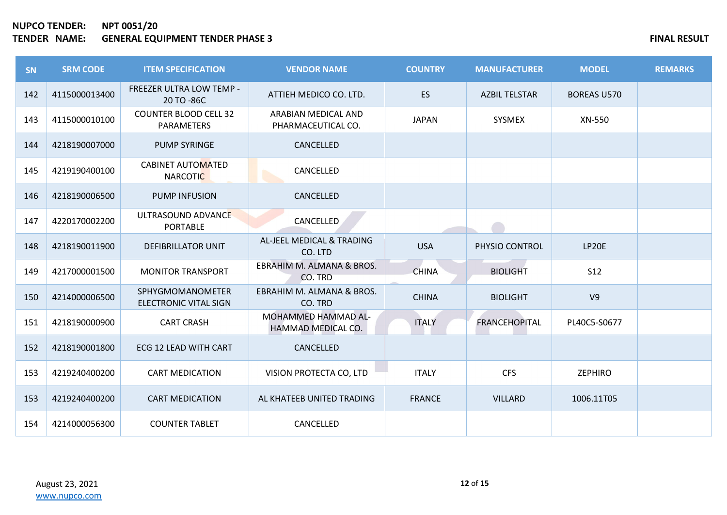**NUPCO TENDER:** **NPT 0051/20**
**TENDER NAME:** **GENERAL EQUIPMENT TENDER PHASE 3**

**FINAL RESULT**

| SN | SRM CODE | ITEM SPECIFICATION | VENDOR NAME | COUNTRY | MANUFACTURER | MODEL | REMARKS |
|---|---|---|---|---|---|---|---|
| 142 | 4115000013400 | FREEZER ULTRA LOW TEMP -20 TO -86C | ATTIEH MEDICO CO. LTD. | ES | AZBIL TELSTAR | BOREAS U570 | |
| 143 | 4115000010100 | COUNTER BLOOD CELL 32 PARAMETERS | ARABIAN MEDICAL AND PHARMACEUTICAL CO. | JAPAN | SYSMEX | XN-550 | |
| 144 | 4218190007000 | PUMP SYRINGE | CANCELLED | | | | |
| 145 | 4219190400100 | CABINET AUTOMATED NARCOTIC | CANCELLED | | | | |
| 146 | 4218190006500 | PUMP INFUSION | CANCELLED | | | | |
| 147 | 4220170002200 | ULTRASOUND ADVANCE PORTABLE | CANCELLED | | | | |
| 148 | 4218190011900 | DEFIBRILLATOR UNIT | AL-JEEL MEDICAL & TRADING CO. LTD | USA | PHYSIO CONTROL | LP20E | |
| 149 | 4217000001500 | MONITOR TRANSPORT | EBRAHIM M. ALMANA & BROS. CO. TRD | CHINA | BIOLIGHT | S12 | |
| 150 | 4214000006500 | SPHYGMOMANOMETER ELECTRONIC VITAL SIGN | EBRAHIM M. ALMANA & BROS. CO. TRD | CHINA | BIOLIGHT | V9 | |
| 151 | 4218190000900 | CART CRASH | MOHAMMED HAMMAD AL-HAMMAD MEDICAL CO. | ITALY | FRANCEHOPITAL | PL40C5-S0677 | |
| 152 | 4218190001800 | ECG 12 LEAD WITH CART | CANCELLED | | | | |
| 153 | 4219240400200 | CART MEDICATION | VISION PROTECTA CO, LTD | ITALY | CFS | ZEPHIRO | |
| 153 | 4219240400200 | CART MEDICATION | AL KHATEEB UNITED TRADING | FRANCE | VILLARD | 1006.11T05 | |
| 154 | 4214000056300 | COUNTER TABLET | CANCELLED | | | | |

August 23, 2021
www.nupco.com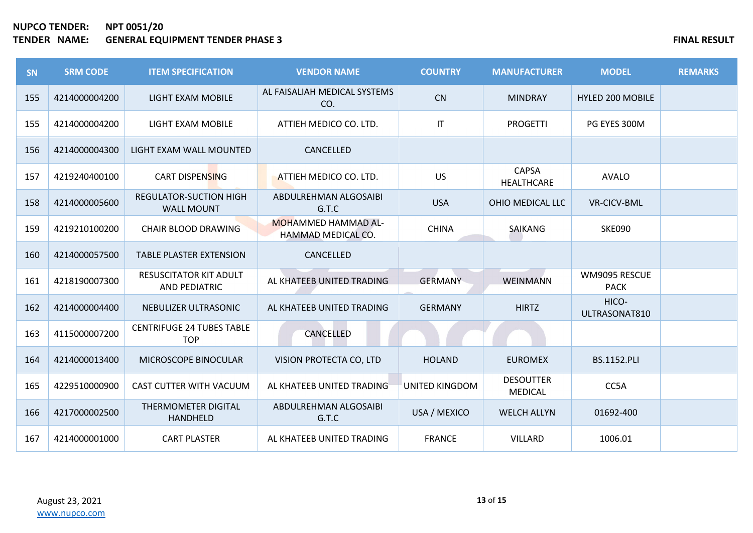**NUPCO TENDER:** NPT 0051/20

**TENDER NAME:** GENERAL EQUIPMENT TENDER PHASE 3

**FINAL RESULT**

| SN | SRM CODE | ITEM SPECIFICATION | VENDOR NAME | COUNTRY | MANUFACTURER | MODEL | REMARKS |
|---|---|---|---|---|---|---|---|
| 155 | 4214000004200 | LIGHT EXAM MOBILE | AL FAISALIAH MEDICAL SYSTEMS CO. | CN | MINDRAY | HYLED 200 MOBILE | |
| 155 | 4214000004200 | LIGHT EXAM MOBILE | ATTIEH MEDICO CO. LTD. | IT | PROGETTI | PG EYES 300M | |
| 156 | 4214000004300 | LIGHT EXAM WALL MOUNTED | CANCELLED | | | | |
| 157 | 4219240400100 | CART DISPENSING | ATTIEH MEDICO CO. LTD. | US | CAPSA HEALTHCARE | AVALO | |
| 158 | 4214000005600 | REGULATOR-SUCTION HIGH WALL MOUNT | ABDULREHMAN ALGOSAIBI G.T.C | USA | OHIO MEDICAL LLC | VR-CICV-BML | |
| 159 | 4219210100200 | CHAIR BLOOD DRAWING | MOHAMMED HAMMAD AL-HAMMAD MEDICAL CO. | CHINA | SAIKANG | SKE090 | |
| 160 | 4214000057500 | TABLE PLASTER EXTENSION | CANCELLED | | | | |
| 161 | 4218190007300 | RESUSCITATOR KIT ADULT AND PEDIATRIC | AL KHATEEB UNITED TRADING | GERMANY | WEINMANN | WM9095 RESCUE PACK | |
| 162 | 4214000004400 | NEBULIZER ULTRASONIC | AL KHATEEB UNITED TRADING | GERMANY | HIRTZ | HICO-ULTRASONAT810 | |
| 163 | 4115000007200 | CENTRIFUGE 24 TUBES TABLE TOP | CANCELLED | | | | |
| 164 | 4214000013400 | MICROSCOPE BINOCULAR | VISION PROTECTA CO, LTD | HOLAND | EUROMEX | BS.1152.PLI | |
| 165 | 4229510000900 | CAST CUTTER WITH VACUUM | AL KHATEEB UNITED TRADING | UNITED KINGDOM | DESOUTTER MEDICAL | CC5A | |
| 166 | 4217000002500 | THERMOMETER DIGITAL HANDHELD | ABDULREHMAN ALGOSAIBI G.T.C | USA / MEXICO | WELCH ALLYN | 01692-400 | |
| 167 | 4214000001000 | CART PLASTER | AL KHATEEB UNITED TRADING | FRANCE | VILLARD | 1006.01 | |

August 23, 2021

www.nupco.com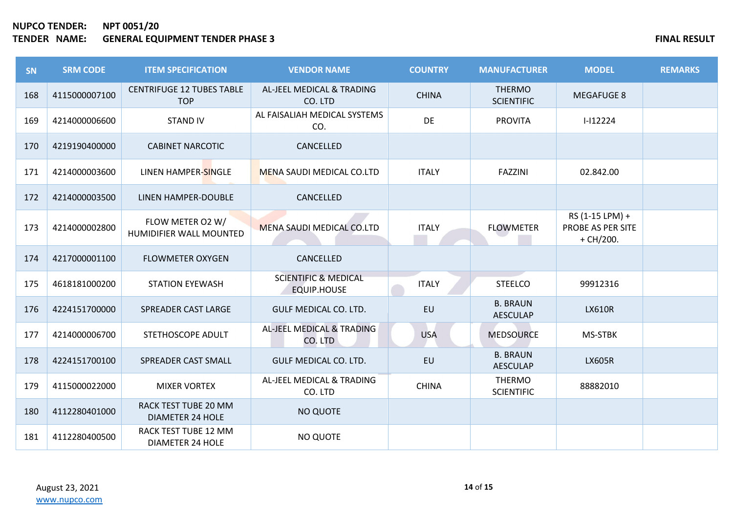**NUPCO TENDER:** **NPT 0051/20**
**TENDER NAME:** **GENERAL EQUIPMENT TENDER PHASE 3** **FINAL RESULT**

| SN | SRM CODE | ITEM SPECIFICATION | VENDOR NAME | COUNTRY | MANUFACTURER | MODEL | REMARKS |
|---|---|---|---|---|---|---|---|
| 168 | 4115000007100 | CENTRIFUGE 12 TUBES TABLE TOP | AL-JEEL MEDICAL & TRADING CO. LTD | CHINA | THERMO SCIENTIFIC | MEGAFUGE 8 | |
| 169 | 4214000006600 | STAND IV | AL FAISALIAH MEDICAL SYSTEMS CO. | DE | PROVITA | I-I12224 | |
| 170 | 4219190400000 | CABINET NARCOTIC | CANCELLED | | | | |
| 171 | 4214000003600 | LINEN HAMPER-SINGLE | MENA SAUDI MEDICAL CO.LTD | ITALY | FAZZINI | 02.842.00 | |
| 172 | 4214000003500 | LINEN HAMPER-DOUBLE | CANCELLED | | | | |
| 173 | 4214000002800 | FLOW METER O2 W/ HUMIDIFIER WALL MOUNTED | MENA SAUDI MEDICAL CO.LTD | ITALY | FLOWMETER | RS (1-15 LPM) + PROBE AS PER SITE + CH/200. | |
| 174 | 4217000001100 | FLOWMETER OXYGEN | CANCELLED | | | | |
| 175 | 4618181000200 | STATION EYEWASH | SCIENTIFIC & MEDICAL EQUIP.HOUSE | ITALY | STEELCO | 99912316 | |
| 176 | 4224151700000 | SPREADER CAST LARGE | GULF MEDICAL CO. LTD. | EU | B. BRAUN AESCULAP | LX610R | |
| 177 | 4214000006700 | STETHOSCOPE ADULT | AL-JEEL MEDICAL & TRADING CO. LTD | USA | MEDSOURCE | MS-STBK | |
| 178 | 4224151700100 | SPREADER CAST SMALL | GULF MEDICAL CO. LTD. | EU | B. BRAUN AESCULAP | LX605R | |
| 179 | 4115000022000 | MIXER VORTEX | AL-JEEL MEDICAL & TRADING CO. LTD | CHINA | THERMO SCIENTIFIC | 88882010 | |
| 180 | 4112280401000 | RACK TEST TUBE 20 MM DIAMETER 24 HOLE | NO QUOTE | | | | |
| 181 | 4112280400500 | RACK TEST TUBE 12 MM DIAMETER 24 HOLE | NO QUOTE | | | | |

August 23, 2021
www.nupco.com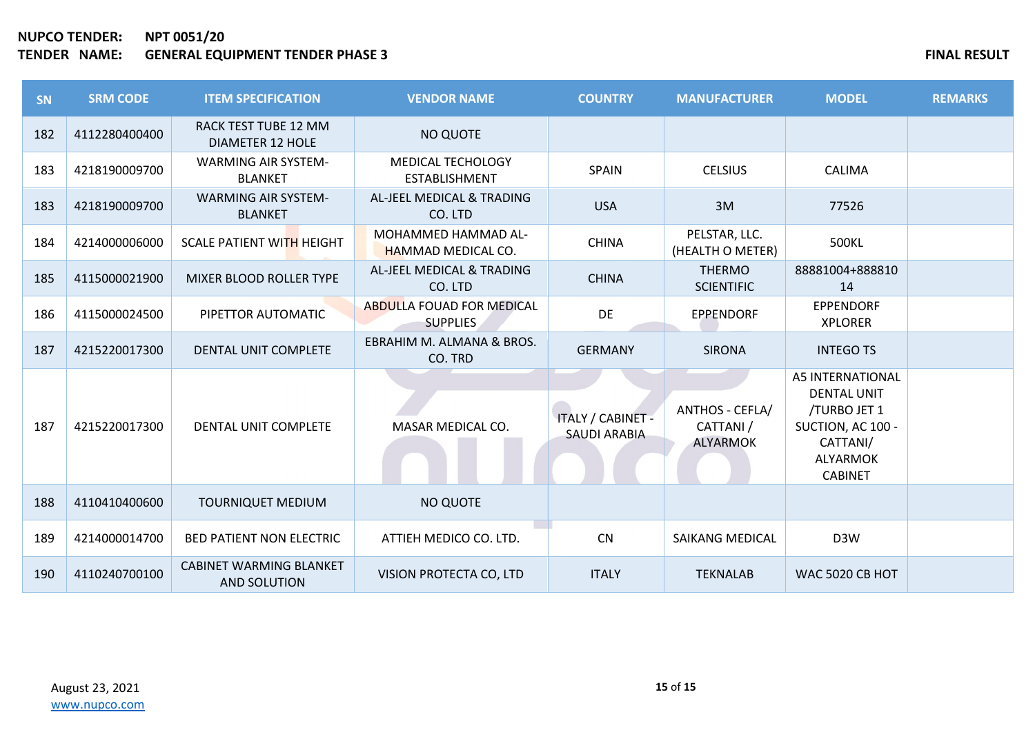**NUPCO TENDER:** NPT 0051/20
**TENDER NAME:** GENERAL EQUIPMENT TENDER PHASE 3

**FINAL RESULT**

| SN | SRM CODE | ITEM SPECIFICATION | VENDOR NAME | COUNTRY | MANUFACTURER | MODEL | REMARKS |
|---|---|---|---|---|---|---|---|
| 182 | 4112280400400 | RACK TEST TUBE 12 MM DIAMETER 12 HOLE | NO QUOTE | | | | |
| 183 | 4218190009700 | WARMING AIR SYSTEM-BLANKET | MEDICAL TECHOLOGY ESTABLISHMENT | SPAIN | CELSIUS | CALIMA | |
| 183 | 4218190009700 | WARMING AIR SYSTEM-BLANKET | AL-JEEL MEDICAL & TRADING CO. LTD | USA | 3M | 77526 | |
| 184 | 4214000006000 | SCALE PATIENT WITH HEIGHT | MOHAMMED HAMMAD AL-HAMMAD MEDICAL CO. | CHINA | PELSTAR, LLC. (HEALTH O METER) | 500KL | |
| 185 | 4115000021900 | MIXER BLOOD ROLLER TYPE | AL-JEEL MEDICAL & TRADING CO. LTD | CHINA | THERMO SCIENTIFIC | 88881004+888810 14 | |
| 186 | 4115000024500 | PIPETTOR AUTOMATIC | ABDULLA FOUAD FOR MEDICAL SUPPLIES | DE | EPPENDORF | EPPENDORF XPLORER | |
| 187 | 4215220017300 | DENTAL UNIT COMPLETE | EBRAHIM M. ALMANA & BROS. CO. TRD | GERMANY | SIRONA | INTEGO TS | |
| 187 | 4215220017300 | DENTAL UNIT COMPLETE | MASAR MEDICAL CO. | ITALY / CABINET - SAUDI ARABIA | ANTHOS - CEFLA/ CATTANI / ALYARMOK | A5 INTERNATIONAL DENTAL UNIT /TURBO JET 1 SUCTION, AC 100 - CATTANI/ ALYARMOK CABINET | |
| 188 | 4110410400600 | TOURNIQUET MEDIUM | NO QUOTE | | | | |
| 189 | 4214000014700 | BED PATIENT NON ELECTRIC | ATTIEH MEDICO CO. LTD. | CN | SAIKANG MEDICAL | D3W | |
| 190 | 4110240700100 | CABINET WARMING BLANKET AND SOLUTION | VISION PROTECTA CO, LTD | ITALY | TEKNALAB | WAC 5020 CB HOT | |

August 23, 2021
www.nupco.com